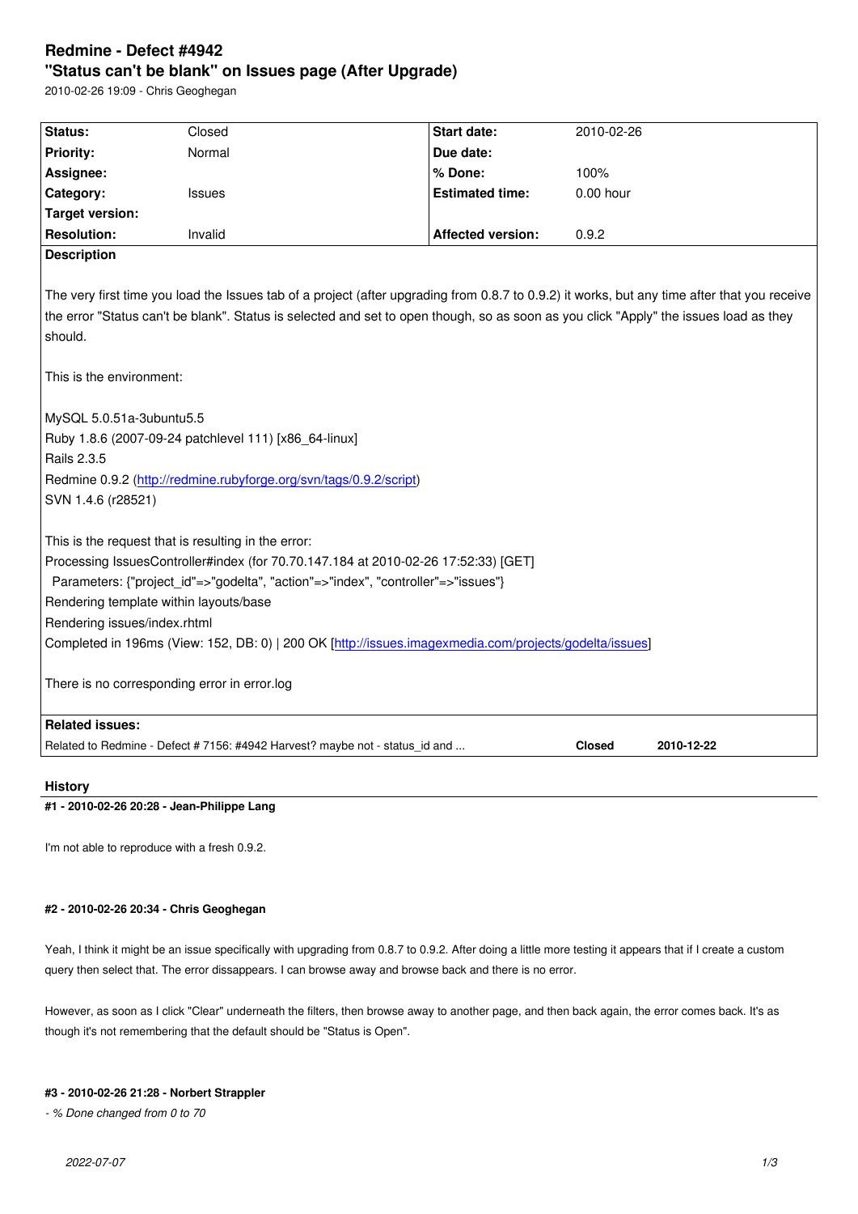# Redmine - Defect #4942

## "Status can't be blank" on Issues page (After Upgrade)

2010-02-26 19:09 - Chris Geoghegan

| | | | |
|---|---|---|---|
| **Status:** | Closed | **Start date:** | 2010-02-26 |
| **Priority:** | Normal | **Due date:** | |
| **Assignee:** | | **% Done:** | 100% |
| **Category:** | Issues | **Estimated time:** | 0.00 hour |
| **Target version:** | | | |
| **Resolution:** | Invalid | **Affected version:** | 0.9.2 |

**Description**

The very first time you load the Issues tab of a project (after upgrading from 0.8.7 to 0.9.2) it works, but any time after that you receive the error "Status can't be blank". Status is selected and set to open though, so as soon as you click "Apply" the issues load as they should.

This is the environment:

MySQL 5.0.51a-3ubuntu5.5
Ruby 1.8.6 (2007-09-24 patchlevel 111) [x86_64-linux]
Rails 2.3.5
Redmine 0.9.2 (http://redmine.rubyforge.org/svn/tags/0.9.2/script)
SVN 1.4.6 (r28521)

This is the request that is resulting in the error:
Processing IssuesController#index (for 70.70.147.184 at 2010-02-26 17:52:33) [GET]
  Parameters: {"project_id"=>"godelta", "action"=>"index", "controller"=>"issues"}
Rendering template within layouts/base
Rendering issues/index.rhtml
Completed in 196ms (View: 152, DB: 0) | 200 OK [http://issues.imagexmedia.com/projects/godelta/issues]

There is no corresponding error in error.log

**Related issues:**

| | | |
|---|---|---|
| Related to Redmine - Defect # 7156: #4942 Harvest? maybe not - status_id and ... | **Closed** | **2010-12-22** |

## History

#### #1 - 2010-02-26 20:28 - Jean-Philippe Lang

I'm not able to reproduce with a fresh 0.9.2.

#### #2 - 2010-02-26 20:34 - Chris Geoghegan

Yeah, I think it might be an issue specifically with upgrading from 0.8.7 to 0.9.2. After doing a little more testing it appears that if I create a custom query then select that. The error dissappears. I can browse away and browse back and there is no error.

However, as soon as I click "Clear" underneath the filters, then browse away to another page, and then back again, the error comes back. It's as though it's not remembering that the default should be "Status is Open".

#### #3 - 2010-02-26 21:28 - Norbert Strappler

*- % Done changed from 0 to 70*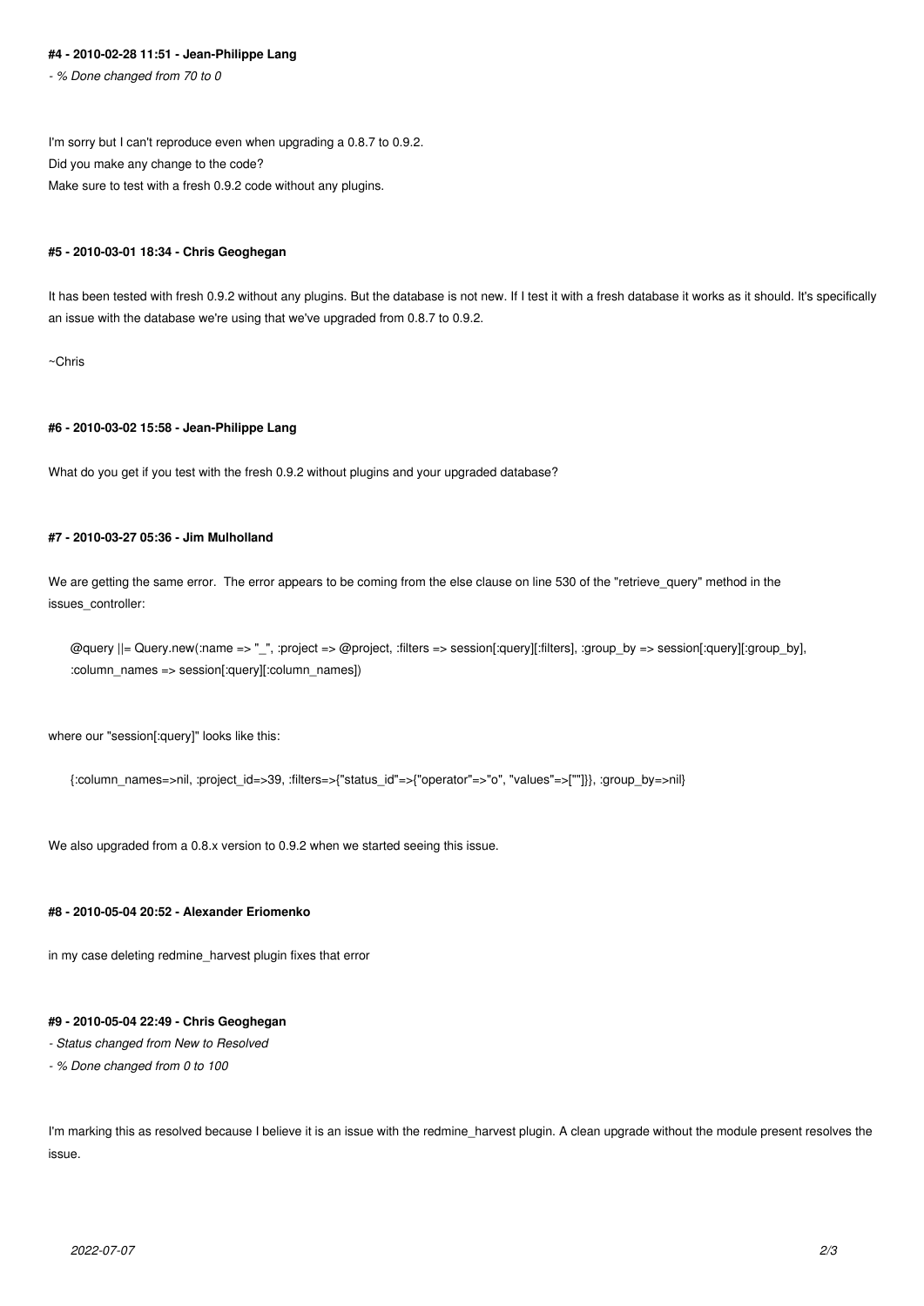#### #4 - 2010-02-28 11:51 - Jean-Philippe Lang

*- % Done changed from 70 to 0*

I'm sorry but I can't reproduce even when upgrading a 0.8.7 to 0.9.2.
Did you make any change to the code?
Make sure to test with a fresh 0.9.2 code without any plugins.

#### #5 - 2010-03-01 18:34 - Chris Geoghegan

It has been tested with fresh 0.9.2 without any plugins. But the database is not new. If I test it with a fresh database it works as it should. It's specifically an issue with the database we're using that we've upgraded from 0.8.7 to 0.9.2.

~Chris

#### #6 - 2010-03-02 15:58 - Jean-Philippe Lang

What do you get if you test with the fresh 0.9.2 without plugins and your upgraded database?

#### #7 - 2010-03-27 05:36 - Jim Mulholland

We are getting the same error. The error appears to be coming from the else clause on line 530 of the "retrieve_query" method in the issues_controller:

```
@query ||= Query.new(:name => "_", :project => @project, :filters => session[:query][:filters], :group_by => session[:query][:group_by],
:column_names => session[:query][:column_names])
```

where our "session[:query]" looks like this:

```
{:column_names=>nil, :project_id=>39, :filters=>{"status_id"=>{"operator"=>"o", "values"=>[""]}}, :group_by=>nil}
```

We also upgraded from a 0.8.x version to 0.9.2 when we started seeing this issue.

#### #8 - 2010-05-04 20:52 - Alexander Eriomenko

in my case deleting redmine_harvest plugin fixes that error

#### #9 - 2010-05-04 22:49 - Chris Geoghegan

*- Status changed from New to Resolved*

*- % Done changed from 0 to 100*

I'm marking this as resolved because I believe it is an issue with the redmine_harvest plugin. A clean upgrade without the module present resolves the issue.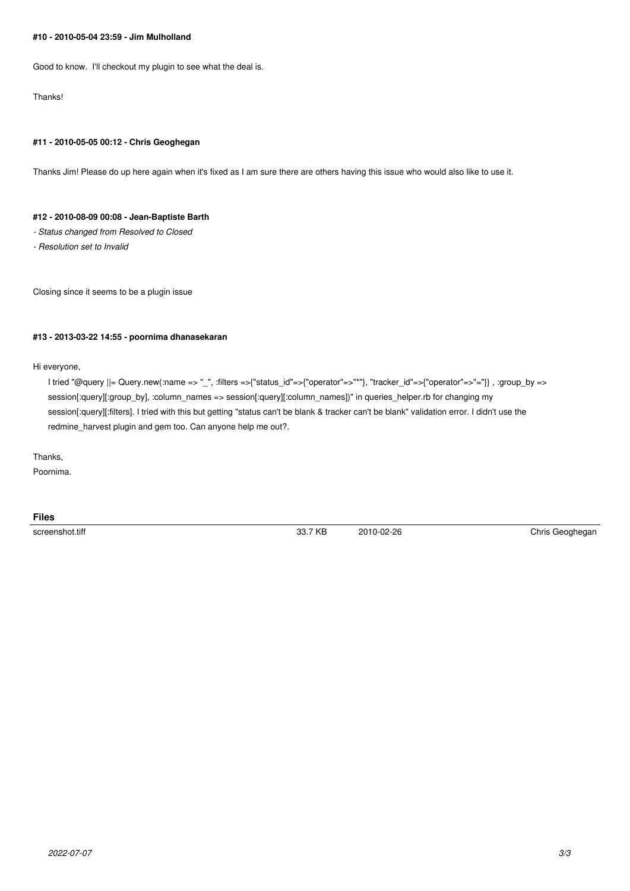#### #10 - 2010-05-04 23:59 - Jim Mulholland

Good to know.  I'll checkout my plugin to see what the deal is.

Thanks!

#### #11 - 2010-05-05 00:12 - Chris Geoghegan

Thanks Jim! Please do up here again when it's fixed as I am sure there are others having this issue who would also like to use it.

#### #12 - 2010-08-09 00:08 - Jean-Baptiste Barth

- *Status changed from Resolved to Closed*
- *Resolution set to Invalid*

Closing since it seems to be a plugin issue

#### #13 - 2013-03-22 14:55 - poornima dhanasekaran

Hi everyone,

> I tried "@query ||= Query.new(:name => "_", :filters =>{"status_id"=>{"operator"=>"*"}, "tracker_id"=>{"operator"=>"="}} , :group_by => session[:query][:group_by], :column_names => session[:query][:column_names])" in queries_helper.rb for changing my session[:query][:filters]. I tried with this but getting "status can't be blank & tracker can't be blank" validation error. I didn't use the redmine_harvest plugin and gem too. Can anyone help me out?.

Thanks,  
Poornima.

**Files**

| | | | |
|---|---|---|---|
| screenshot.tiff | 33.7 KB | 2010-02-26 | Chris Geoghegan |